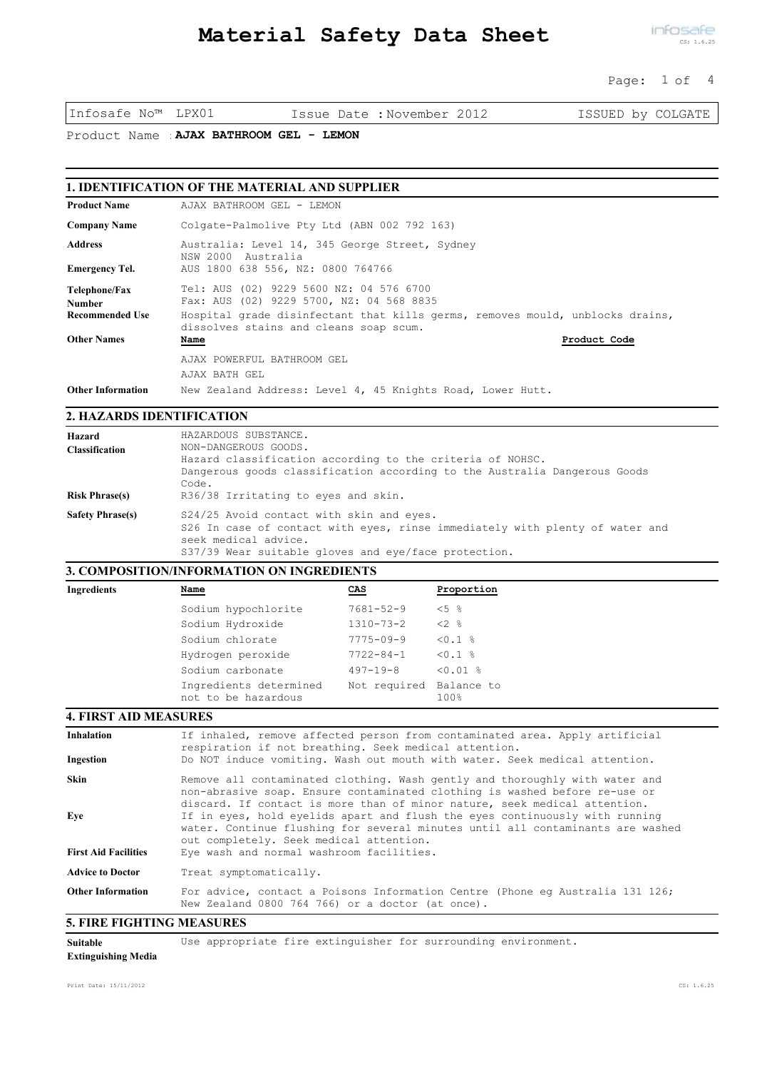# Material Safety Data Sheet

Infosafe No™ LPX01 | Issue Date : November 2012 | ISSUED by COLGATE

Product Name : **AJAX BATHROOM GEL - LEMON**

## 1. IDENTIFICATION OF THE MATERIAL AND SUPPLIER

| | |
|---|---|
| **Product Name** | AJAX BATHROOM GEL - LEMON |
| **Company Name** | Colgate-Palmolive Pty Ltd (ABN 002 792 163) |
| **Address** | Australia: Level 14, 345 George Street, Sydney NSW 2000 Australia |
| **Emergency Tel.** | AUS 1800 638 556, NZ: 0800 764766 |
| **Telephone/Fax Number** | Tel: AUS (02) 9229 5600 NZ: 04 576 6700<br>Fax: AUS (02) 9229 5700, NZ: 04 568 8835 |
| **Recommended Use** | Hospital grade disinfectant that kills germs, removes mould, unblocks drains, dissolves stains and cleans soap scum. |
| **Other Names** | |

| Name | Product Code |
|---|---|
| AJAX POWERFUL BATHROOM GEL | |
| AJAX BATH GEL | |

| | |
|---|---|
| **Other Information** | New Zealand Address: Level 4, 45 Knights Road, Lower Hutt. |

## 2. HAZARDS IDENTIFICATION

| | |
|---|---|
| **Hazard Classification** | HAZARDOUS SUBSTANCE.<br>NON-DANGEROUS GOODS.<br>Hazard classification according to the criteria of NOHSC.<br>Dangerous goods classification according to the Australia Dangerous Goods Code. |
| **Risk Phrase(s)** | R36/38 Irritating to eyes and skin. |
| **Safety Phrase(s)** | S24/25 Avoid contact with skin and eyes.<br>S26 In case of contact with eyes, rinse immediately with plenty of water and seek medical advice.<br>S37/39 Wear suitable gloves and eye/face protection. |

## 3. COMPOSITION/INFORMATION ON INGREDIENTS

**Ingredients**

| Name | CAS | Proportion |
|---|---|---|
| Sodium hypochlorite | 7681-52-9 | <5 % |
| Sodium Hydroxide | 1310-73-2 | <2 % |
| Sodium chlorate | 7775-09-9 | <0.1 % |
| Hydrogen peroxide | 7722-84-1 | <0.1 % |
| Sodium carbonate | 497-19-8 | <0.01 % |
| Ingredients determined not to be hazardous | Not required | Balance to 100% |

## 4. FIRST AID MEASURES

| | |
|---|---|
| **Inhalation** | If inhaled, remove affected person from contaminated area. Apply artificial respiration if not breathing. Seek medical attention. |
| **Ingestion** | Do NOT induce vomiting. Wash out mouth with water. Seek medical attention. |
| **Skin** | Remove all contaminated clothing. Wash gently and thoroughly with water and non-abrasive soap. Ensure contaminated clothing is washed before re-use or discard. If contact is more than of minor nature, seek medical attention. |
| **Eye** | If in eyes, hold eyelids apart and flush the eyes continuously with running water. Continue flushing for several minutes until all contaminants are washed out completely. Seek medical attention. |
| **First Aid Facilities** | Eye wash and normal washroom facilities. |
| **Advice to Doctor** | Treat symptomatically. |
| **Other Information** | For advice, contact a Poisons Information Centre (Phone eg Australia 131 126; New Zealand 0800 764 766) or a doctor (at once). |

## 5. FIRE FIGHTING MEASURES

| | |
|---|---|
| **Suitable Extinguishing Media** | Use appropriate fire extinguisher for surrounding environment. |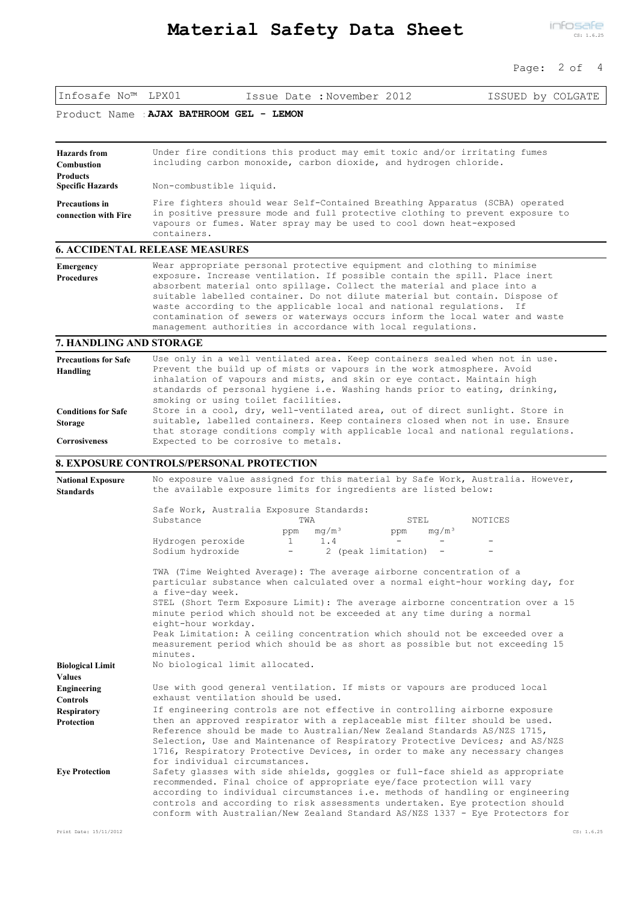Infosafe No™ LPX01 | Issue Date : November 2012 | ISSUED by COLGATE

Product Name : **AJAX BATHROOM GEL - LEMON**

**Hazards from Combustion Products**
Under fire conditions this product may emit toxic and/or irritating fumes including carbon monoxide, carbon dioxide, and hydrogen chloride.

**Specific Hazards**
Non-combustible liquid.

**Precautions in connection with Fire**
Fire fighters should wear Self-Contained Breathing Apparatus (SCBA) operated in positive pressure mode and full protective clothing to prevent exposure to vapours or fumes. Water spray may be used to cool down heat-exposed containers.

## 6. ACCIDENTAL RELEASE MEASURES

**Emergency Procedures**
Wear appropriate personal protective equipment and clothing to minimise exposure. Increase ventilation. If possible contain the spill. Place inert absorbent material onto spillage. Collect the material and place into a suitable labelled container. Do not dilute material but contain. Dispose of waste according to the applicable local and national regulations. If contamination of sewers or waterways occurs inform the local water and waste management authorities in accordance with local regulations.

## 7. HANDLING AND STORAGE

**Precautions for Safe Handling**
Use only in a well ventilated area. Keep containers sealed when not in use. Prevent the build up of mists or vapours in the work atmosphere. Avoid inhalation of vapours and mists, and skin or eye contact. Maintain high standards of personal hygiene i.e. Washing hands prior to eating, drinking, smoking or using toilet facilities.

**Conditions for Safe Storage**
Store in a cool, dry, well-ventilated area, out of direct sunlight. Store in suitable, labelled containers. Keep containers closed when not in use. Ensure that storage conditions comply with applicable local and national regulations.

**Corrosiveness**
Expected to be corrosive to metals.

## 8. EXPOSURE CONTROLS/PERSONAL PROTECTION

**National Exposure Standards**
No exposure value assigned for this material by Safe Work, Australia. However, the available exposure limits for ingredients are listed below:

Safe Work, Australia Exposure Standards:

| Substance | TWA ppm | TWA mg/m³ | STEL ppm | STEL mg/m³ | NOTICES |
|---|---|---|---|---|---|
| Hydrogen peroxide | 1 | 1.4 | - | - | - |
| Sodium hydroxide | - | 2 (peak limitation) | | - | - |

TWA (Time Weighted Average): The average airborne concentration of a particular substance when calculated over a normal eight-hour working day, for a five-day week.
STEL (Short Term Exposure Limit): The average airborne concentration over a 15 minute period which should not be exceeded at any time during a normal eight-hour workday.
Peak Limitation: A ceiling concentration which should not be exceeded over a measurement period which should be as short as possible but not exceeding 15 minutes.

**Biological Limit Values**
No biological limit allocated.

**Engineering Controls**
Use with good general ventilation. If mists or vapours are produced local exhaust ventilation should be used.

**Respiratory Protection**
If engineering controls are not effective in controlling airborne exposure then an approved respirator with a replaceable mist filter should be used. Reference should be made to Australian/New Zealand Standards AS/NZS 1715, Selection, Use and Maintenance of Respiratory Protective Devices; and AS/NZS 1716, Respiratory Protective Devices, in order to make any necessary changes for individual circumstances.

**Eye Protection**
Safety glasses with side shields, goggles or full-face shield as appropriate recommended. Final choice of appropriate eye/face protection will vary according to individual circumstances i.e. methods of handling or engineering controls and according to risk assessments undertaken. Eye protection should conform with Australian/New Zealand Standard AS/NZS 1337 - Eye Protectors for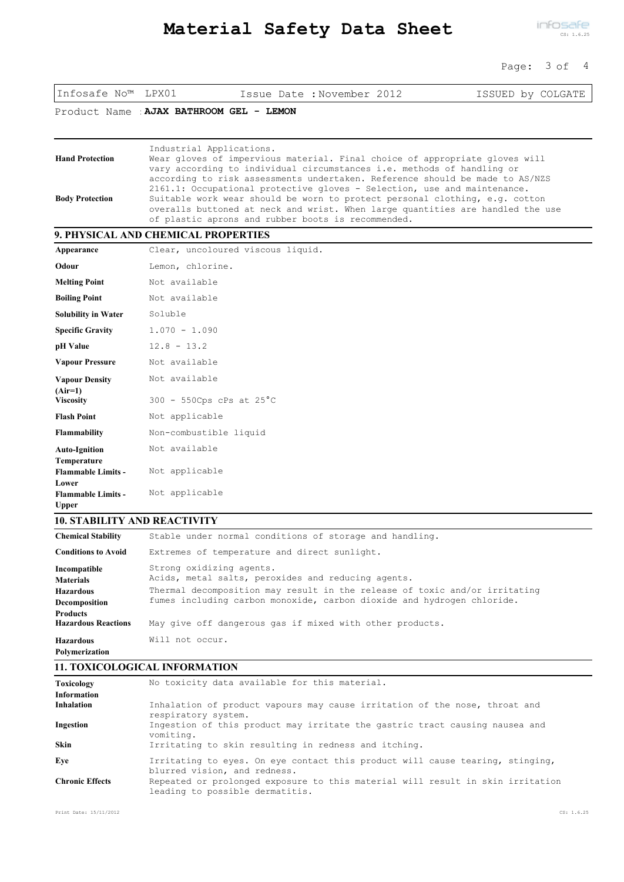| | |
|---|---|
| **Hand Protection** | Industrial Applications. Wear gloves of impervious material. Final choice of appropriate gloves will vary according to individual circumstances i.e. methods of handling or according to risk assessments undertaken. Reference should be made to AS/NZS 2161.1: Occupational protective gloves - Selection, use and maintenance. |
| **Body Protection** | Suitable work wear should be worn to protect personal clothing, e.g. cotton overalls buttoned at neck and wrist. When large quantities are handled the use of plastic aprons and rubber boots is recommended. |

## 9. PHYSICAL AND CHEMICAL PROPERTIES

| | |
|---|---|
| **Appearance** | Clear, uncoloured viscous liquid. |
| **Odour** | Lemon, chlorine. |
| **Melting Point** | Not available |
| **Boiling Point** | Not available |
| **Solubility in Water** | Soluble |
| **Specific Gravity** | 1.070 - 1.090 |
| **pH Value** | 12.8 - 13.2 |
| **Vapour Pressure** | Not available |
| **Vapour Density (Air=1)** | Not available |
| **Viscosity** | 300 - 550Cps cPs at 25°C |
| **Flash Point** | Not applicable |
| **Flammability** | Non-combustible liquid |
| **Auto-Ignition Temperature** | Not available |
| **Flammable Limits - Lower** | Not applicable |
| **Flammable Limits - Upper** | Not applicable |

## 10. STABILITY AND REACTIVITY

| | |
|---|---|
| **Chemical Stability** | Stable under normal conditions of storage and handling. |
| **Conditions to Avoid** | Extremes of temperature and direct sunlight. |
| **Incompatible Materials** | Strong oxidizing agents. Acids, metal salts, peroxides and reducing agents. |
| **Hazardous Decomposition Products** | Thermal decomposition may result in the release of toxic and/or irritating fumes including carbon monoxide, carbon dioxide and hydrogen chloride. |
| **Hazardous Reactions** | May give off dangerous gas if mixed with other products. |
| **Hazardous Polymerization** | Will not occur. |

## 11. TOXICOLOGICAL INFORMATION

| | |
|---|---|
| **Toxicology Information** | No toxicity data available for this material. |
| **Inhalation** | Inhalation of product vapours may cause irritation of the nose, throat and respiratory system. |
| **Ingestion** | Ingestion of this product may irritate the gastric tract causing nausea and vomiting. |
| **Skin** | Irritating to skin resulting in redness and itching. |
| **Eye** | Irritating to eyes. On eye contact this product will cause tearing, stinging, blurred vision, and redness. |
| **Chronic Effects** | Repeated or prolonged exposure to this material will result in skin irritation leading to possible dermatitis. |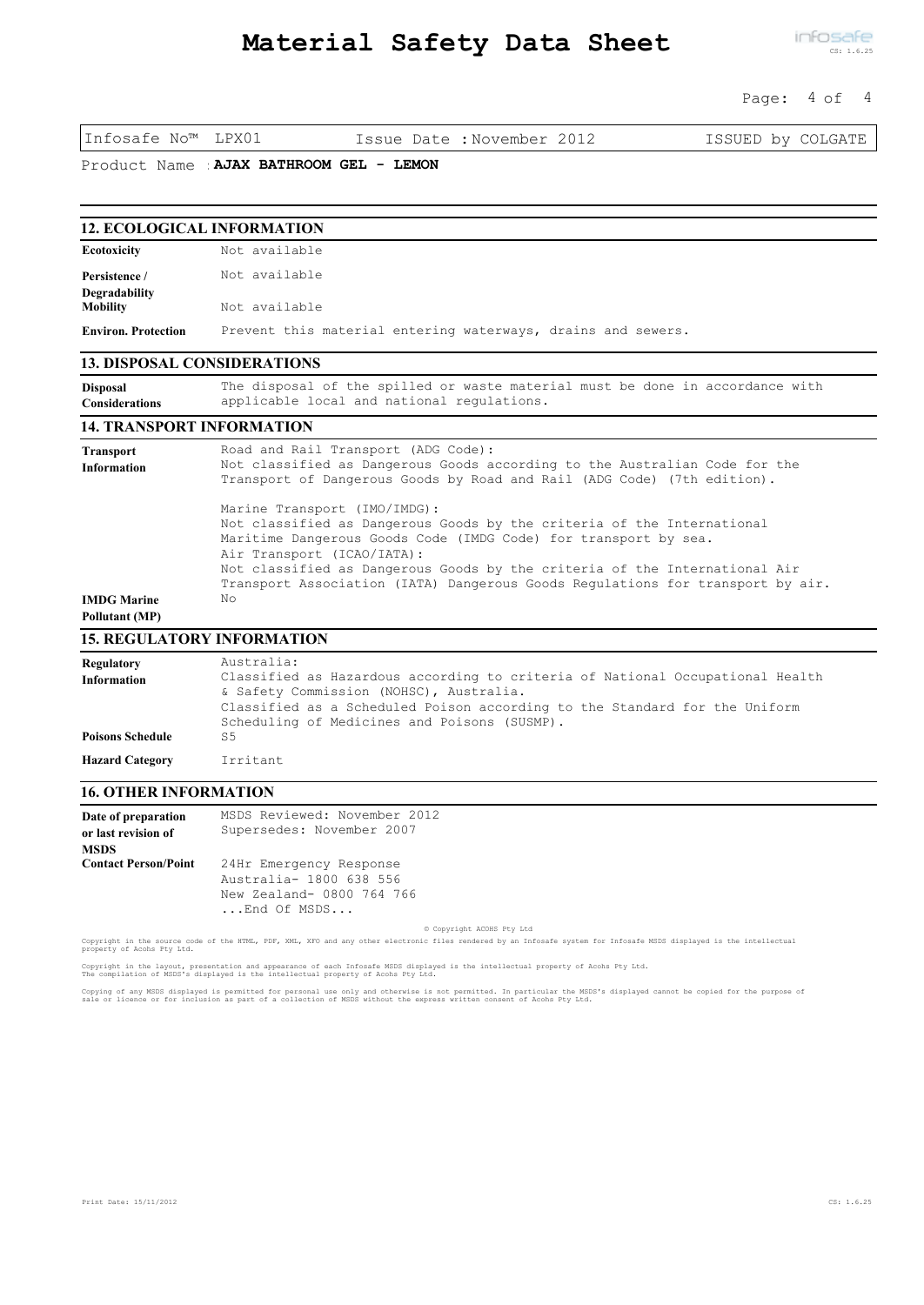| Infosafe No™ LPX01 | Issue Date : November 2012 | ISSUED by COLGATE |
|---|---|---|

Product Name : **AJAX BATHROOM GEL - LEMON**

## 12. ECOLOGICAL INFORMATION

| | |
|---|---|
| **Ecotoxicity** | Not available |
| **Persistence / Degradability** | Not available |
| **Mobility** | Not available |
| **Environ. Protection** | Prevent this material entering waterways, drains and sewers. |

## 13. DISPOSAL CONSIDERATIONS

| | |
|---|---|
| **Disposal Considerations** | The disposal of the spilled or waste material must be done in accordance with applicable local and national regulations. |

## 14. TRANSPORT INFORMATION

| | |
|---|---|
| **Transport Information** | Road and Rail Transport (ADG Code):<br>Not classified as Dangerous Goods according to the Australian Code for the Transport of Dangerous Goods by Road and Rail (ADG Code) (7th edition).<br><br>Marine Transport (IMO/IMDG):<br>Not classified as Dangerous Goods by the criteria of the International Maritime Dangerous Goods Code (IMDG Code) for transport by sea.<br>Air Transport (ICAO/IATA):<br>Not classified as Dangerous Goods by the criteria of the International Air Transport Association (IATA) Dangerous Goods Regulations for transport by air. |
| **IMDG Marine Pollutant (MP)** | No |

## 15. REGULATORY INFORMATION

| | |
|---|---|
| **Regulatory Information** | Australia:<br>Classified as Hazardous according to criteria of National Occupational Health & Safety Commission (NOHSC), Australia.<br>Classified as a Scheduled Poison according to the Standard for the Uniform Scheduling of Medicines and Poisons (SUSMP). |
| **Poisons Schedule** | S5 |
| **Hazard Category** | Irritant |

## 16. OTHER INFORMATION

| | |
|---|---|
| **Date of preparation or last revision of MSDS** | MSDS Reviewed: November 2012<br>Supersedes: November 2007 |
| **Contact Person/Point** | 24Hr Emergency Response<br>Australia- 1800 638 556<br>New Zealand- 0800 764 766<br>...End Of MSDS... |

© Copyright ACOHS Pty Ltd

Copyright in the source code of the HTML, PDF, XML, XFO and any other electronic files rendered by an Infosafe system for Infosafe MSDS displayed is the intellectual property of Acohs Pty Ltd.

Copyright in the layout, presentation and appearance of each Infosafe MSDS displayed is the intellectual property of Acohs Pty Ltd.
The compilation of MSDS's displayed is the intellectual property of Acohs Pty Ltd.

Copying of any MSDS displayed is permitted for personal use only and otherwise is not permitted. In particular the MSDS's displayed cannot be copied for the purpose of sale or licence or for inclusion as part of a collection of MSDS without the express written consent of Acohs Pty Ltd.

Print Date: 15/11/2012